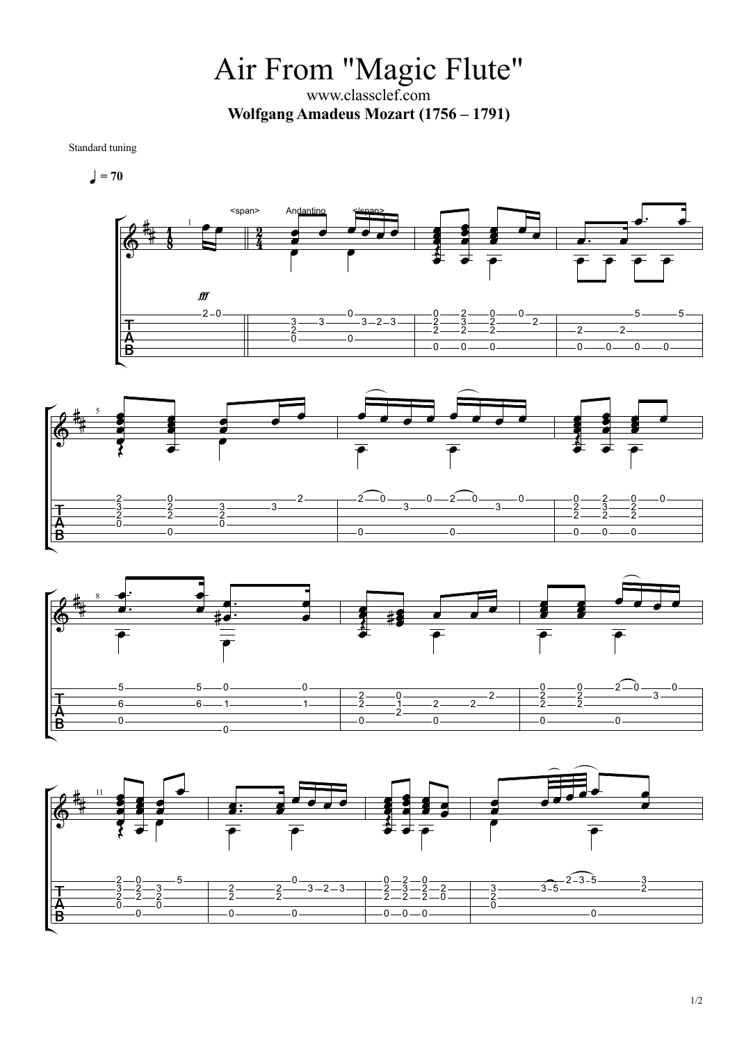# Air From "Magic Flute"

www.classclef.com

**Wolgang Amadeus Mozart (1756 – 1791)**

Standard tuning

♩ = 70

<span> Andantino </span>